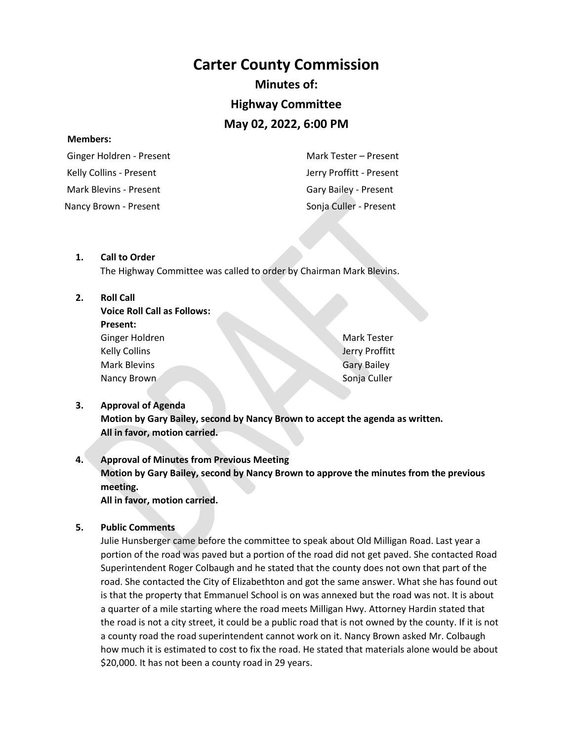# Carter County Commission

## Minutes of:

## Highway Committee

## May 02, 2022, 6:00 PM

**Members:**

Ginger Holdren - Present
Kelly Collins - Present
Mark Blevins - Present
Nancy Brown - Present
Mark Tester – Present
Jerry Proffitt - Present
Gary Bailey - Present
Sonja Culler - Present

1. **Call to Order**
   The Highway Committee was called to order by Chairman Mark Blevins.

2. **Roll Call**
   **Voice Roll Call as Follows:**
   **Present:**
   Ginger Holdren
   Kelly Collins
   Mark Blevins
   Nancy Brown
   Mark Tester
   Jerry Proffitt
   Gary Bailey
   Sonja Culler

3. **Approval of Agenda**
   **Motion by Gary Bailey, second by Nancy Brown to accept the agenda as written.**
   **All in favor, motion carried.**

4. **Approval of Minutes from Previous Meeting**
   **Motion by Gary Bailey, second by Nancy Brown to approve the minutes from the previous meeting.**
   **All in favor, motion carried.**

5. **Public Comments**
   Julie Hunsberger came before the committee to speak about Old Milligan Road. Last year a portion of the road was paved but a portion of the road did not get paved. She contacted Road Superintendent Roger Colbaugh and he stated that the county does not own that part of the road. She contacted the City of Elizabethton and got the same answer. What she has found out is that the property that Emmanuel School is on was annexed but the road was not. It is about a quarter of a mile starting where the road meets Milligan Hwy. Attorney Hardin stated that the road is not a city street, it could be a public road that is not owned by the county. If it is not a county road the road superintendent cannot work on it. Nancy Brown asked Mr. Colbaugh how much it is estimated to cost to fix the road. He stated that materials alone would be about $20,000. It has not been a county road in 29 years.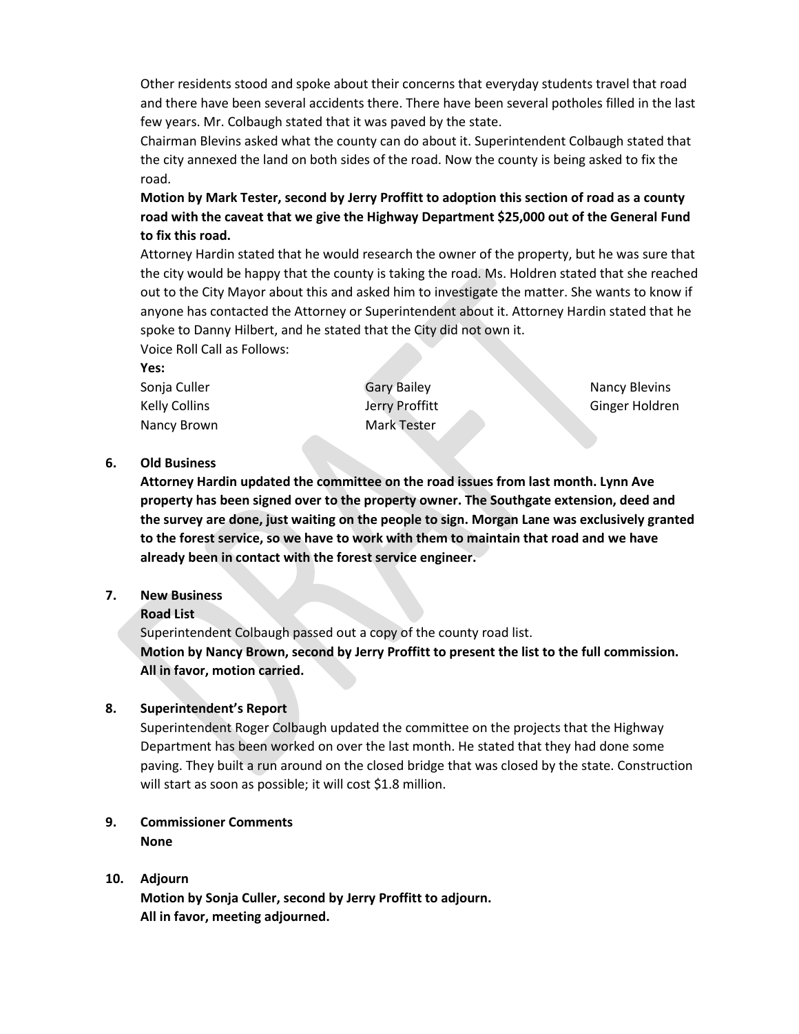Other residents stood and spoke about their concerns that everyday students travel that road and there have been several accidents there. There have been several potholes filled in the last few years. Mr. Colbaugh stated that it was paved by the state.

Chairman Blevins asked what the county can do about it. Superintendent Colbaugh stated that the city annexed the land on both sides of the road. Now the county is being asked to fix the road.

**Motion by Mark Tester, second by Jerry Proffitt to adoption this section of road as a county road with the caveat that we give the Highway Department $25,000 out of the General Fund to fix this road.**

Attorney Hardin stated that he would research the owner of the property, but he was sure that the city would be happy that the county is taking the road. Ms. Holdren stated that she reached out to the City Mayor about this and asked him to investigate the matter. She wants to know if anyone has contacted the Attorney or Superintendent about it. Attorney Hardin stated that he spoke to Danny Hilbert, and he stated that the City did not own it.

Voice Roll Call as Follows:

**Yes:**

| | | |
|---|---|---|
| Sonja Culler | Gary Bailey | Nancy Blevins |
| Kelly Collins | Jerry Proffitt | Ginger Holdren |
| Nancy Brown | Mark Tester | |

6. **Old Business**

   **Attorney Hardin updated the committee on the road issues from last month. Lynn Ave property has been signed over to the property owner. The Southgate extension, deed and the survey are done, just waiting on the people to sign. Morgan Lane was exclusively granted to the forest service, so we have to work with them to maintain that road and we have already been in contact with the forest service engineer.**

7. **New Business**

   **Road List**

   Superintendent Colbaugh passed out a copy of the county road list.

   **Motion by Nancy Brown, second by Jerry Proffitt to present the list to the full commission. All in favor, motion carried.**

8. **Superintendent's Report**

   Superintendent Roger Colbaugh updated the committee on the projects that the Highway Department has been worked on over the last month. He stated that they had done some paving. They built a run around on the closed bridge that was closed by the state. Construction will start as soon as possible; it will cost $1.8 million.

9. **Commissioner Comments**

   **None**

10. **Adjourn**

    **Motion by Sonja Culler, second by Jerry Proffitt to adjourn. All in favor, meeting adjourned.**